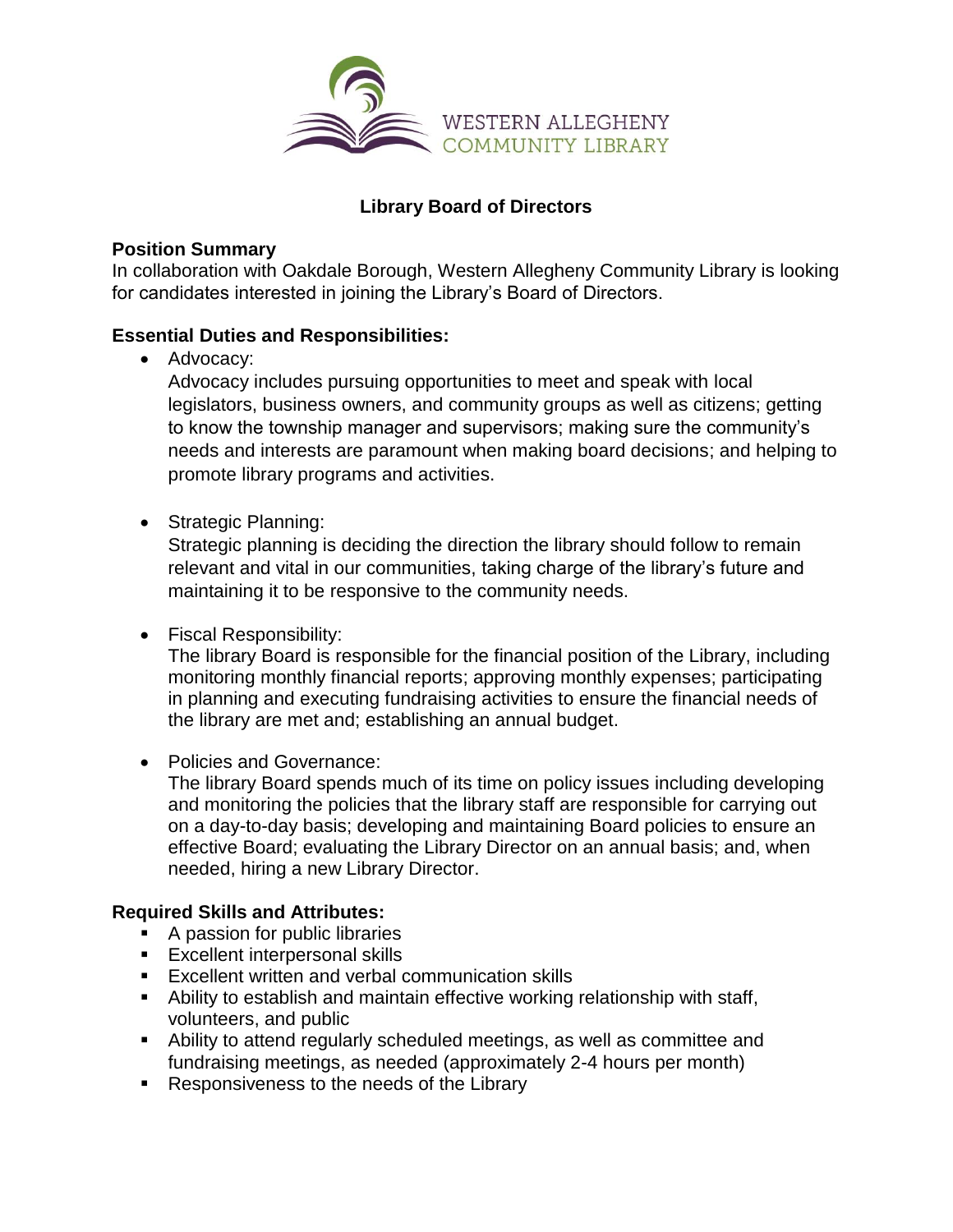WESTERN ALLEGHENY
COMMUNITY LIBRARY

# Library Board of Directors

## Position Summary

In collaboration with Oakdale Borough, Western Allegheny Community Library is looking for candidates interested in joining the Library's Board of Directors.

## Essential Duties and Responsibilities:

- Advocacy:
  Advocacy includes pursuing opportunities to meet and speak with local legislators, business owners, and community groups as well as citizens; getting to know the township manager and supervisors; making sure the community's needs and interests are paramount when making board decisions; and helping to promote library programs and activities.

- Strategic Planning:
  Strategic planning is deciding the direction the library should follow to remain relevant and vital in our communities, taking charge of the library's future and maintaining it to be responsive to the community needs.

- Fiscal Responsibility:
  The library Board is responsible for the financial position of the Library, including monitoring monthly financial reports; approving monthly expenses; participating in planning and executing fundraising activities to ensure the financial needs of the library are met and; establishing an annual budget.

- Policies and Governance:
  The library Board spends much of its time on policy issues including developing and monitoring the policies that the library staff are responsible for carrying out on a day-to-day basis; developing and maintaining Board policies to ensure an effective Board; evaluating the Library Director on an annual basis; and, when needed, hiring a new Library Director.

## Required Skills and Attributes:

- A passion for public libraries
- Excellent interpersonal skills
- Excellent written and verbal communication skills
- Ability to establish and maintain effective working relationship with staff, volunteers, and public
- Ability to attend regularly scheduled meetings, as well as committee and fundraising meetings, as needed (approximately 2-4 hours per month)
- Responsiveness to the needs of the Library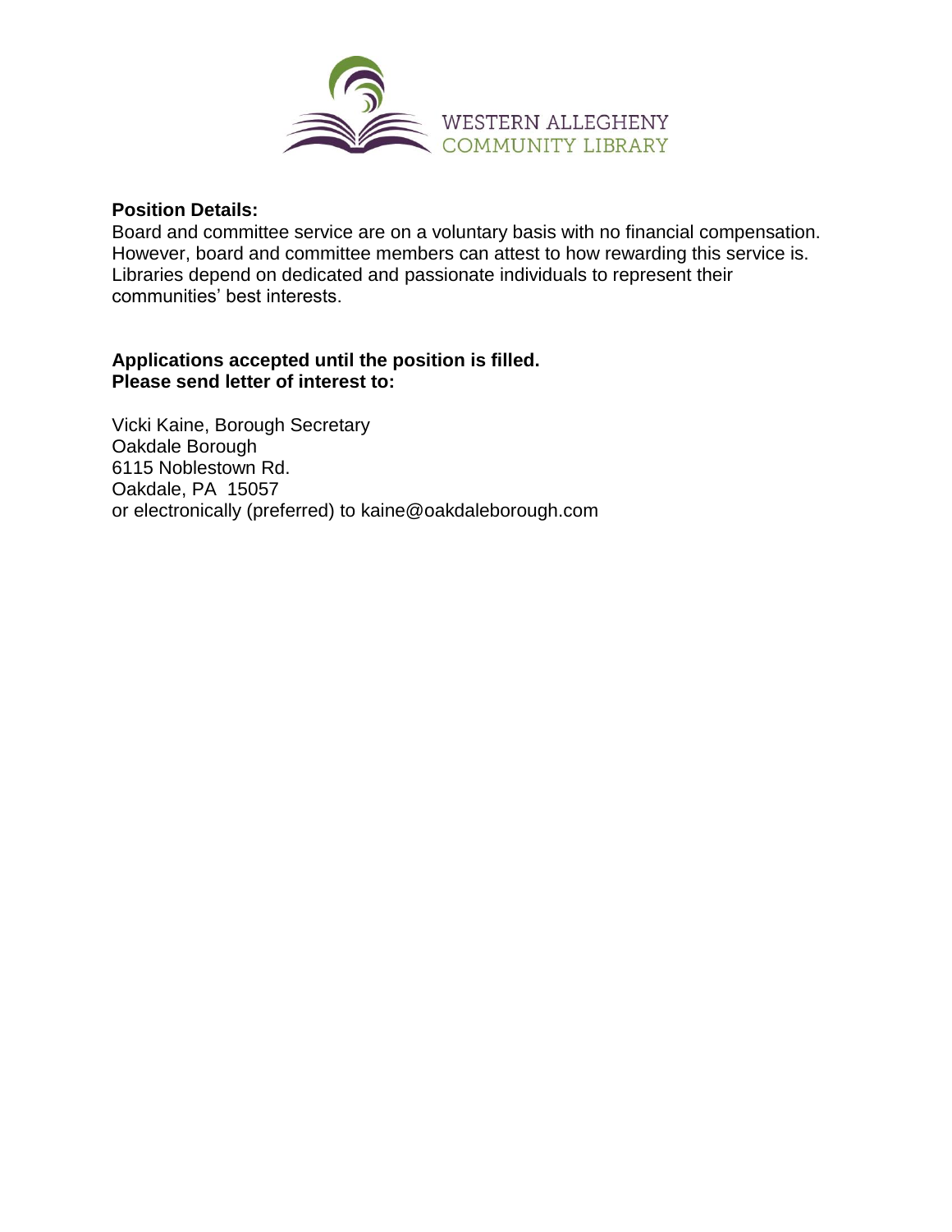WESTERN ALLEGHENY COMMUNITY LIBRARY

**Position Details:**

Board and committee service are on a voluntary basis with no financial compensation. However, board and committee members can attest to how rewarding this service is. Libraries depend on dedicated and passionate individuals to represent their communities' best interests.

**Applications accepted until the position is filled.**
**Please send letter of interest to:**

Vicki Kaine, Borough Secretary
Oakdale Borough
6115 Noblestown Rd.
Oakdale, PA 15057
or electronically (preferred) to kaine@oakdaleborough.com